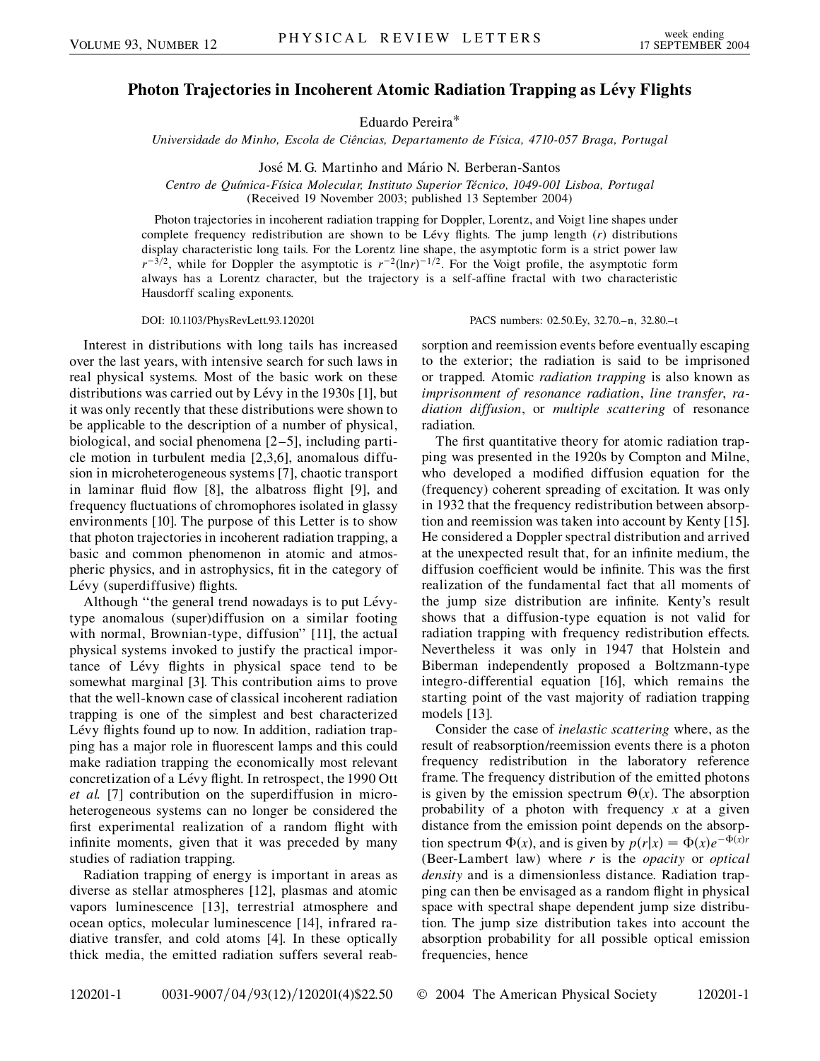# Photon Trajectories in Incoherent Atomic Radiation Trapping as Lévy Flights

Eduardo Pereira*

*Universidade do Minho, Escola de Ciências, Departamento de Física, 4710-057 Braga, Portugal*

José M. G. Martinho and Mário N. Berberan-Santos

*Centro de Química-Física Molecular, Instituto Superior Técnico, 1049-001 Lisboa, Portugal*

(Received 19 November 2003; published 13 September 2004)

Photon trajectories in incoherent radiation trapping for Doppler, Lorentz, and Voigt line shapes under complete frequency redistribution are shown to be Lévy flights. The jump length ($r$) distributions display characteristic long tails. For the Lorentz line shape, the asymptotic form is a strict power law $r^{-3/2}$, while for Doppler the asymptotic is $r^{-2}(\ln r)^{-1/2}$. For the Voigt profile, the asymptotic form always has a Lorentz character, but the trajectory is a self-affine fractal with two characteristic Hausdorff scaling exponents.

DOI: 10.1103/PhysRevLett.93.120201 PACS numbers: 02.50.Ey, 32.70.–n, 32.80.–t

Interest in distributions with long tails has increased over the last years, with intensive search for such laws in real physical systems. Most of the basic work on these distributions was carried out by Lévy in the 1930s [1], but it was only recently that these distributions were shown to be applicable to the description of a number of physical, biological, and social phenomena [2–5], including particle motion in turbulent media [2,3,6], anomalous diffusion in microheterogeneous systems [7], chaotic transport in laminar fluid flow [8], the albatross flight [9], and frequency fluctuations of chromophores isolated in glassy environments [10]. The purpose of this Letter is to show that photon trajectories in incoherent radiation trapping, a basic and common phenomenon in atomic and atmospheric physics, and in astrophysics, fit in the category of Lévy (superdiffusive) flights.

Although "the general trend nowadays is to put Lévy-type anomalous (super)diffusion on a similar footing with normal, Brownian-type, diffusion" [11], the actual physical systems invoked to justify the practical importance of Lévy flights in physical space tend to be somewhat marginal [3]. This contribution aims to prove that the well-known case of classical incoherent radiation trapping is one of the simplest and best characterized Lévy flights found up to now. In addition, radiation trapping has a major role in fluorescent lamps and this could make radiation trapping the economically most relevant concretization of a Lévy flight. In retrospect, the 1990 Ott *et al.* [7] contribution on the superdiffusion in microheterogeneous systems can no longer be considered the first experimental realization of a random flight with infinite moments, given that it was preceded by many studies of radiation trapping.

Radiation trapping of energy is important in areas as diverse as stellar atmospheres [12], plasmas and atomic vapors luminescence [13], terrestrial atmosphere and ocean optics, molecular luminescence [14], infrared radiative transfer, and cold atoms [4]. In these optically thick media, the emitted radiation suffers several reabsorption and reemission events before eventually escaping to the exterior; the radiation is said to be imprisoned or trapped. Atomic *radiation trapping* is also known as *imprisonment of resonance radiation*, *line transfer*, *radiation diffusion*, or *multiple scattering* of resonance radiation.

The first quantitative theory for atomic radiation trapping was presented in the 1920s by Compton and Milne, who developed a modified diffusion equation for the (frequency) coherent spreading of excitation. It was only in 1932 that the frequency redistribution between absorption and reemission was taken into account by Kenty [15]. He considered a Doppler spectral distribution and arrived at the unexpected result that, for an infinite medium, the diffusion coefficient would be infinite. This was the first realization of the fundamental fact that all moments of the jump size distribution are infinite. Kenty's result shows that a diffusion-type equation is not valid for radiation trapping with frequency redistribution effects. Nevertheless it was only in 1947 that Holstein and Biberman independently proposed a Boltzmann-type integro-differential equation [16], which remains the starting point of the vast majority of radiation trapping models [13].

Consider the case of *inelastic scattering* where, as the result of reabsorption/reemission events there is a photon frequency redistribution in the laboratory reference frame. The frequency distribution of the emitted photons is given by the emission spectrum $\Theta(x)$. The absorption probability of a photon with frequency $x$ at a given distance from the emission point depends on the absorption spectrum $\Phi(x)$, and is given by $p(r|x) = \Phi(x)e^{-\Phi(x)r}$ (Beer-Lambert law) where $r$ is the *opacity* or *optical density* and is a dimensionless distance. Radiation trapping can then be envisaged as a random flight in physical space with spectral shape dependent jump size distribution. The jump size distribution takes into account the absorption probability for all possible optical emission frequencies, hence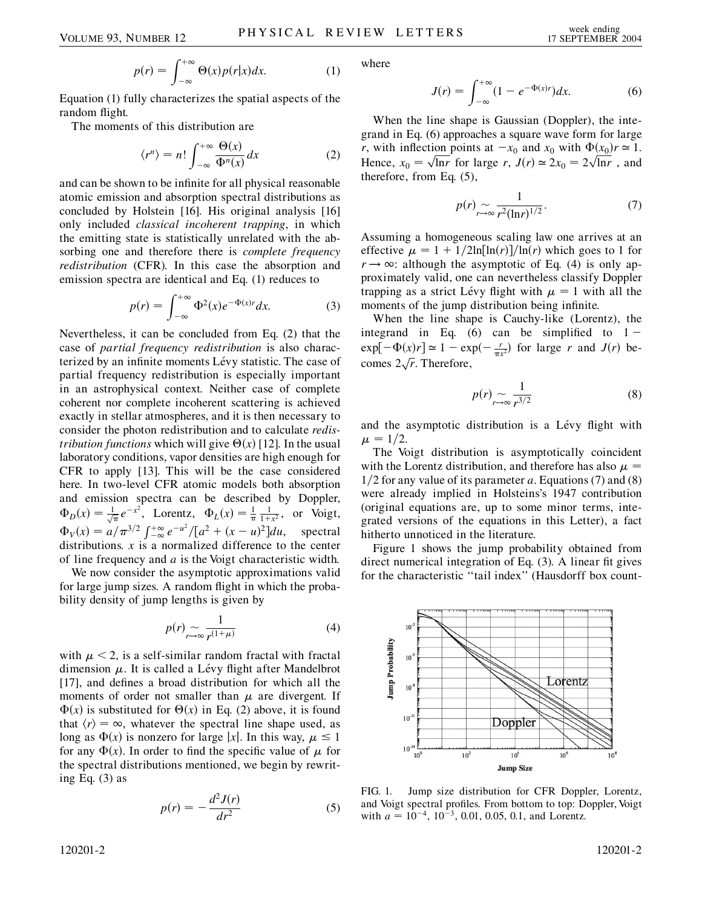$$p(r) = \int_{-\infty}^{+\infty} \Theta(x) p(r|x) dx. \qquad (1)$$

Equation (1) fully characterizes the spatial aspects of the random flight.

The moments of this distribution are

$$\langle r^n \rangle = n! \int_{-\infty}^{+\infty} \frac{\Theta(x)}{\Phi^n(x)} dx \qquad (2)$$

and can be shown to be infinite for all physical reasonable atomic emission and absorption spectral distributions as concluded by Holstein [16]. His original analysis [16] only included *classical incoherent trapping*, in which the emitting state is statistically unrelated with the absorbing one and therefore there is *complete frequency redistribution* (CFR). In this case the absorption and emission spectra are identical and Eq. (1) reduces to

$$p(r) = \int_{-\infty}^{+\infty} \Phi^2(x) e^{-\Phi(x) r} dx. \qquad (3)$$

Nevertheless, it can be concluded from Eq. (2) that the case of *partial frequency redistribution* is also characterized by an infinite moments Lévy statistic. The case of partial frequency redistribution is especially important in an astrophysical context. Neither case of complete coherent nor complete incoherent scattering is achieved exactly in stellar atmospheres, and it is then necessary to consider the photon redistribution and to calculate *redistribution functions* which will give $\Theta(x)$ [12]. In the usual laboratory conditions, vapor densities are high enough for CFR to apply [13]. This will be the case considered here. In two-level CFR atomic models both absorption and emission spectra can be described by Doppler, $\Phi_D(x) = \frac{1}{\sqrt{\pi}} e^{-x^2}$, Lorentz, $\Phi_L(x) = \frac{1}{\pi} \frac{1}{1+x^2}$, or Voigt, $\Phi_V(x) = a/\pi^{3/2} \int_{-\infty}^{+\infty} e^{-u^2}/[a^2 + (x-u)^2] du$, spectral distributions. $x$ is a normalized difference to the center of line frequency and $a$ is the Voigt characteristic width.

We now consider the asymptotic approximations valid for large jump sizes. A random flight in which the probability density of jump lengths is given by

$$p(r) \underset{r\to\infty}{\sim} \frac{1}{r^{(1+\mu)}} \qquad (4)$$

with $\mu < 2$, is a self-similar random fractal with fractal dimension $\mu$. It is called a Lévy flight after Mandelbrot [17], and defines a broad distribution for which all the moments of order not smaller than $\mu$ are divergent. If $\Phi(x)$ is substituted for $\Theta(x)$ in Eq. (2) above, it is found that $\langle r \rangle = \infty$, whatever the spectral line shape used, as long as $\Phi(x)$ is nonzero for large $|x|$. In this way, $\mu \leq 1$ for any $\Phi(x)$. In order to find the specific value of $\mu$ for the spectral distributions mentioned, we begin by rewriting Eq. (3) as

$$p(r) = -\frac{d^2 J(r)}{dr^2} \qquad (5)$$

where

$$J(r) = \int_{-\infty}^{+\infty} (1 - e^{-\Phi(x) r}) dx. \qquad (6)$$

When the line shape is Gaussian (Doppler), the integrand in Eq. (6) approaches a square wave form for large $r$, with inflection points at $-x_0$ and $x_0$ with $\Phi(x_0) r \simeq 1$. Hence, $x_0 = \sqrt{\ln r}$ for large $r$, $J(r) \simeq 2x_0 = 2\sqrt{\ln r}$, and therefore, from Eq. (5),

$$p(r) \underset{r\to\infty}{\sim} \frac{1}{r^2 (\ln r)^{1/2}}. \qquad (7)$$

Assuming a homogeneous scaling law one arrives at an effective $\mu = 1 + 1/2 \ln[\ln(r)]/\ln(r)$ which goes to 1 for $r \to \infty$: although the asymptotic of Eq. (4) is only approximately valid, one can nevertheless classify Doppler trapping as a strict Lévy flight with $\mu = 1$ with all the moments of the jump distribution being infinite.

When the line shape is Cauchy-like (Lorentz), the integrand in Eq. (6) can be simplified to $1 - \exp[-\Phi(x) r] \simeq 1 - \exp(-\frac{r}{\pi x^2})$ for large $r$ and $J(r)$ becomes $2\sqrt{r}$. Therefore,

$$p(r) \underset{r\to\infty}{\sim} \frac{1}{r^{3/2}} \qquad (8)$$

and the asymptotic distribution is a Lévy flight with $\mu = 1/2$.

The Voigt distribution is asymptotically coincident with the Lorentz distribution, and therefore has also $\mu = 1/2$ for any value of its parameter $a$. Equations (7) and (8) were already implied in Holsteins's 1947 contribution (original equations are, up to some minor terms, integrated versions of the equations in this Letter), a fact hitherto unnoticed in the literature.

Figure 1 shows the jump probability obtained from direct numerical integration of Eq. (3). A linear fit gives for the characteristic "tail index" (Hausdorff box count-

FIG. 1. Jump size distribution for CFR Doppler, Lorentz, and Voigt spectral profiles. From bottom to top: Doppler, Voigt with $a = 10^{-4}$, $10^{-3}$, 0.01, 0.05, 0.1, and Lorentz.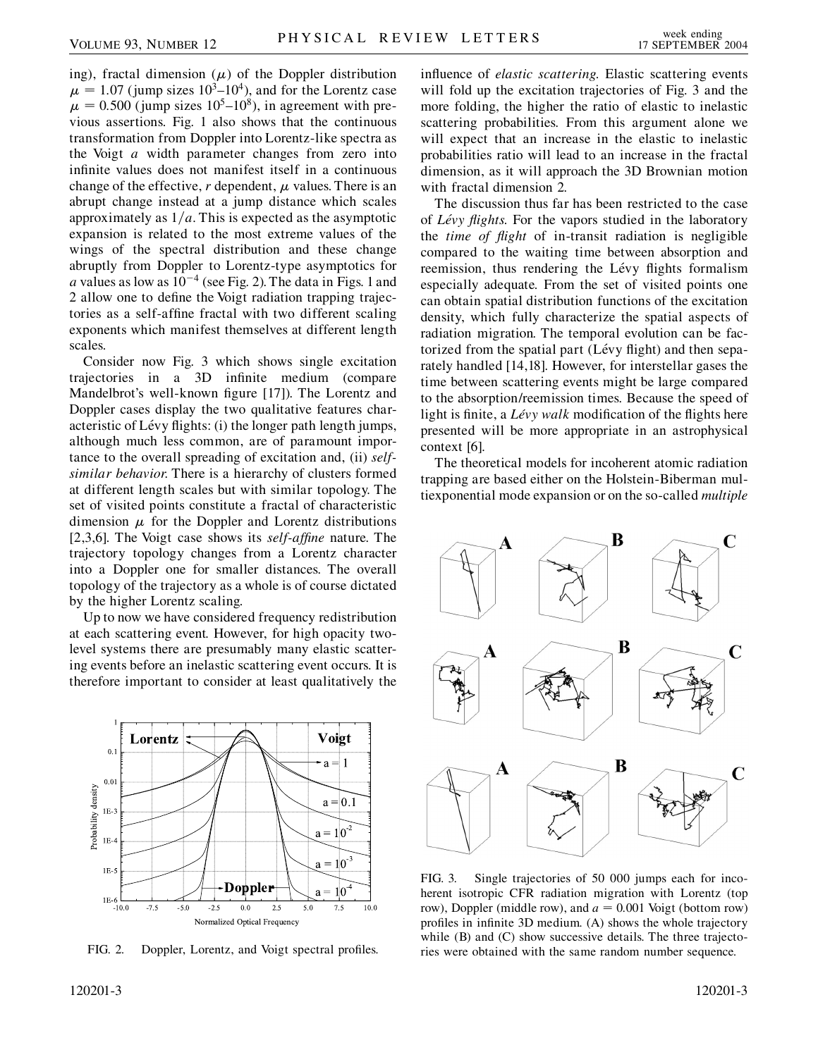ing), fractal dimension ($\mu$) of the Doppler distribution $\mu = 1.07$ (jump sizes $10^3$–$10^4$), and for the Lorentz case $\mu = 0.500$ (jump sizes $10^5$–$10^8$), in agreement with previous assertions. Fig. 1 also shows that the continuous transformation from Doppler into Lorentz-like spectra as the Voigt $a$ width parameter changes from zero into infinite values does not manifest itself in a continuous change of the effective, $r$ dependent, $\mu$ values. There is an abrupt change instead at a jump distance which scales approximately as $1/a$. This is expected as the asymptotic expansion is related to the most extreme values of the wings of the spectral distribution and these change abruptly from Doppler to Lorentz-type asymptotics for $a$ values as low as $10^{-4}$ (see Fig. 2). The data in Figs. 1 and 2 allow one to define the Voigt radiation trapping trajectories as a self-affine fractal with two different scaling exponents which manifest themselves at different length scales.

Consider now Fig. 3 which shows single excitation trajectories in a 3D infinite medium (compare Mandelbrot's well-known figure [17]). The Lorentz and Doppler cases display the two qualitative features characteristic of Lévy flights: (i) the longer path length jumps, although much less common, are of paramount importance to the overall spreading of excitation and, (ii) *self-similar behavior.* There is a hierarchy of clusters formed at different length scales but with similar topology. The set of visited points constitute a fractal of characteristic dimension $\mu$ for the Doppler and Lorentz distributions [2,3,6]. The Voigt case shows its *self-affine* nature. The trajectory topology changes from a Lorentz character into a Doppler one for smaller distances. The overall topology of the trajectory as a whole is of course dictated by the higher Lorentz scaling.

Up to now we have considered frequency redistribution at each scattering event. However, for high opacity two-level systems there are presumably many elastic scattering events before an inelastic scattering event occurs. It is therefore important to consider at least qualitatively the influence of *elastic scattering.* Elastic scattering events will fold up the excitation trajectories of Fig. 3 and the more folding, the higher the ratio of elastic to inelastic scattering probabilities. From this argument alone we will expect that an increase in the elastic to inelastic probabilities ratio will lead to an increase in the fractal dimension, as it will approach the 3D Brownian motion with fractal dimension 2.

The discussion thus far has been restricted to the case of *Lévy flights.* For the vapors studied in the laboratory the *time of flight* of in-transit radiation is negligible compared to the waiting time between absorption and reemission, thus rendering the Lévy flights formalism especially adequate. From the set of visited points one can obtain spatial distribution functions of the excitation density, which fully characterize the spatial aspects of radiation migration. The temporal evolution can be factorized from the spatial part (Lévy flight) and then separately handled [14,18]. However, for interstellar gases the time between scattering events might be large compared to the absorption/reemission times. Because the speed of light is finite, a *Lévy walk* modification of the flights here presented will be more appropriate in an astrophysical context [6].

The theoretical models for incoherent atomic radiation trapping are based either on the Holstein-Biberman multiexponential mode expansion or on the so-called *multiple*

FIG. 2. Doppler, Lorentz, and Voigt spectral profiles.

FIG. 3. Single trajectories of 50 000 jumps each for incoherent isotropic CFR radiation migration with Lorentz (top row), Doppler (middle row), and $a = 0.001$ Voigt (bottom row) profiles in infinite 3D medium. (A) shows the whole trajectory while (B) and (C) show successive details. The three trajectories were obtained with the same random number sequence.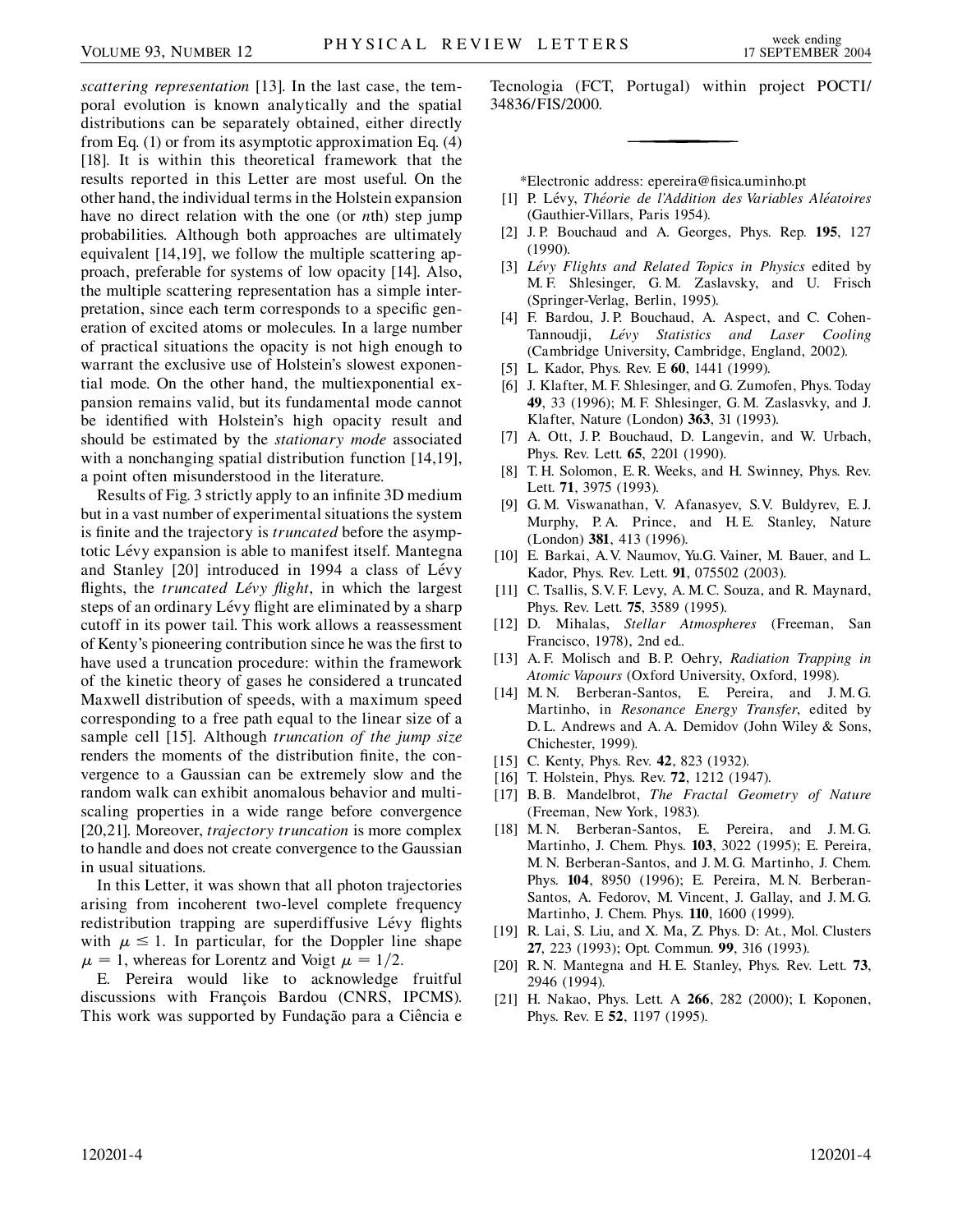*scattering representation* [13]. In the last case, the temporal evolution is known analytically and the spatial distributions can be separately obtained, either directly from Eq. (1) or from its asymptotic approximation Eq. (4) [18]. It is within this theoretical framework that the results reported in this Letter are most useful. On the other hand, the individual terms in the Holstein expansion have no direct relation with the one (or $n$th) step jump probabilities. Although both approaches are ultimately equivalent [14,19], we follow the multiple scattering approach, preferable for systems of low opacity [14]. Also, the multiple scattering representation has a simple interpretation, since each term corresponds to a specific generation of excited atoms or molecules. In a large number of practical situations the opacity is not high enough to warrant the exclusive use of Holstein's slowest exponential mode. On the other hand, the multiexponential expansion remains valid, but its fundamental mode cannot be identified with Holstein's high opacity result and should be estimated by the *stationary mode* associated with a nonchanging spatial distribution function [14,19], a point often misunderstood in the literature.

Results of Fig. 3 strictly apply to an infinite 3D medium but in a vast number of experimental situations the system is finite and the trajectory is *truncated* before the asymptotic Lévy expansion is able to manifest itself. Mantegna and Stanley [20] introduced in 1994 a class of Lévy flights, the *truncated Lévy flight*, in which the largest steps of an ordinary Lévy flight are eliminated by a sharp cutoff in its power tail. This work allows a reassessment of Kenty's pioneering contribution since he was the first to have used a truncation procedure: within the framework of the kinetic theory of gases he considered a truncated Maxwell distribution of speeds, with a maximum speed corresponding to a free path equal to the linear size of a sample cell [15]. Although *truncation of the jump size* renders the moments of the distribution finite, the convergence to a Gaussian can be extremely slow and the random walk can exhibit anomalous behavior and multiscaling properties in a wide range before convergence [20,21]. Moreover, *trajectory truncation* is more complex to handle and does not create convergence to the Gaussian in usual situations.

In this Letter, it was shown that all photon trajectories arising from incoherent two-level complete frequency redistribution trapping are superdiffusive Lévy flights with $\mu \leq 1$. In particular, for the Doppler line shape $\mu = 1$, whereas for Lorentz and Voigt $\mu = 1/2$.

E. Pereira would like to acknowledge fruitful discussions with François Bardou (CNRS, IPCMS). This work was supported by Fundação para a Ciência e Tecnologia (FCT, Portugal) within project POCTI/34836/FIS/2000.

---

*Electronic address: epereira@fisica.uminho.pt

[1] P. Lévy, *Théorie de l'Addition des Variables Aléatoires* (Gauthier-Villars, Paris 1954).

[2] J. P. Bouchaud and A. Georges, Phys. Rep. **195**, 127 (1990).

[3] *Lévy Flights and Related Topics in Physics* edited by M. F. Shlesinger, G. M. Zaslavsky, and U. Frisch (Springer-Verlag, Berlin, 1995).

[4] F. Bardou, J. P. Bouchaud, A. Aspect, and C. Cohen-Tannoudji, *Lévy Statistics and Laser Cooling* (Cambridge University, Cambridge, England, 2002).

[5] L. Kador, Phys. Rev. E **60**, 1441 (1999).

[6] J. Klafter, M. F. Shlesinger, and G. Zumofen, Phys. Today **49**, 33 (1996); M. F. Shlesinger, G. M. Zaslavsky, and J. Klafter, Nature (London) **363**, 31 (1993).

[7] A. Ott, J. P. Bouchaud, D. Langevin, and W. Urbach, Phys. Rev. Lett. **65**, 2201 (1990).

[8] T. H. Solomon, E. R. Weeks, and H. Swinney, Phys. Rev. Lett. **71**, 3975 (1993).

[9] G. M. Viswanathan, V. Afanasyev, S. V. Buldyrev, E. J. Murphy, P. A. Prince, and H. E. Stanley, Nature (London) **381**, 413 (1996).

[10] E. Barkai, A. V. Naumov, Yu. G. Vainer, M. Bauer, and L. Kador, Phys. Rev. Lett. **91**, 075502 (2003).

[11] C. Tsallis, S. V. F. Levy, A. M. C. Souza, and R. Maynard, Phys. Rev. Lett. **75**, 3589 (1995).

[12] D. Mihalas, *Stellar Atmospheres* (Freeman, San Francisco, 1978), 2nd ed..

[13] A. F. Molisch and B. P. Oehry, *Radiation Trapping in Atomic Vapours* (Oxford University, Oxford, 1998).

[14] M. N. Berberan-Santos, E. Pereira, and J. M. G. Martinho, in *Resonance Energy Transfer*, edited by D. L. Andrews and A. A. Demidov (John Wiley & Sons, Chichester, 1999).

[15] C. Kenty, Phys. Rev. **42**, 823 (1932).

[16] T. Holstein, Phys. Rev. **72**, 1212 (1947).

[17] B. B. Mandelbrot, *The Fractal Geometry of Nature* (Freeman, New York, 1983).

[18] M. N. Berberan-Santos, E. Pereira, and J. M. G. Martinho, J. Chem. Phys. **103**, 3022 (1995); E. Pereira, M. N. Berberan-Santos, and J. M. G. Martinho, J. Chem. Phys. **104**, 8950 (1996); E. Pereira, M. N. Berberan-Santos, A. Fedorov, M. Vincent, J. Gallay, and J. M. G. Martinho, J. Chem. Phys. **110**, 1600 (1999).

[19] R. Lai, S. Liu, and X. Ma, Z. Phys. D: At., Mol. Clusters **27**, 223 (1993); Opt. Commun. **99**, 316 (1993).

[20] R. N. Mantegna and H. E. Stanley, Phys. Rev. Lett. **73**, 2946 (1994).

[21] H. Nakao, Phys. Lett. A **266**, 282 (2000); I. Koponen, Phys. Rev. E **52**, 1197 (1995).